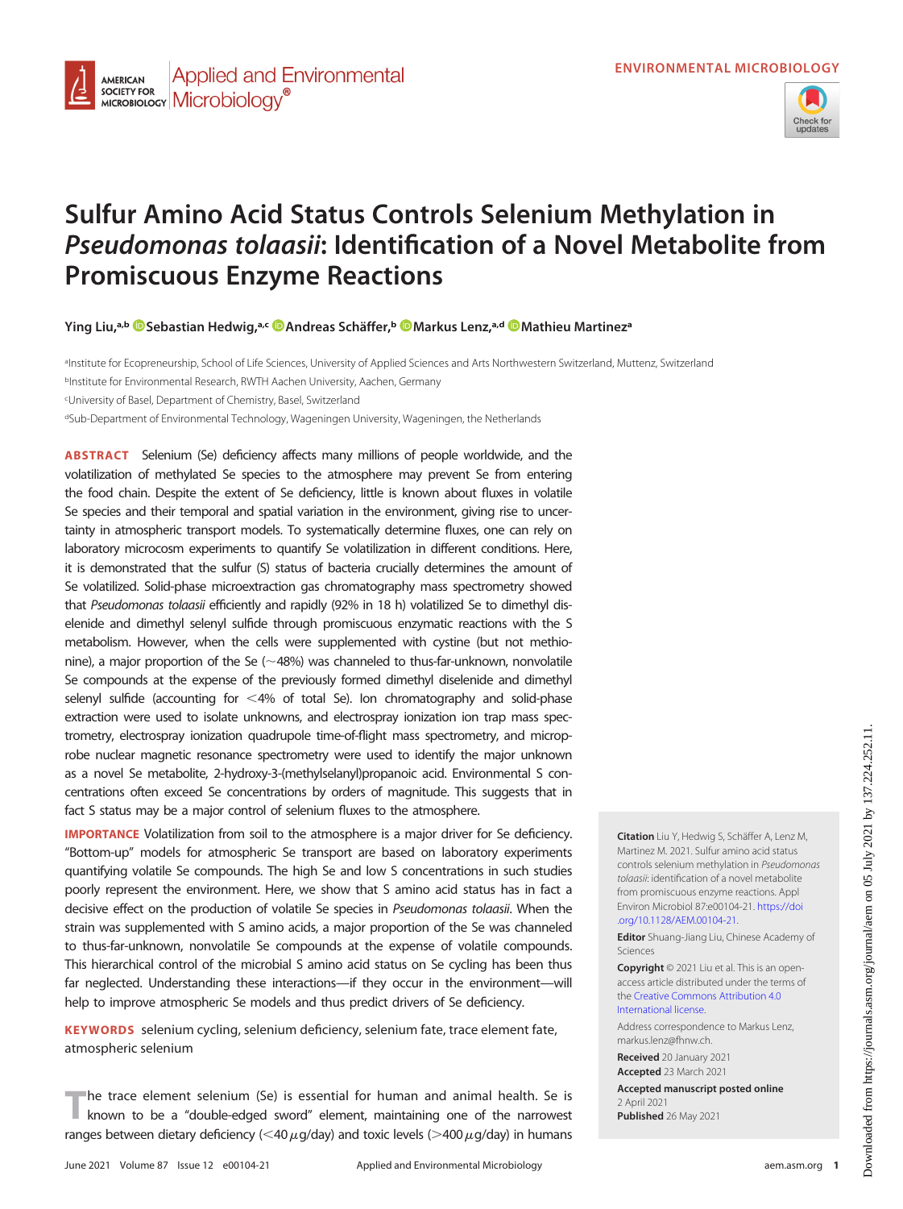ENVIRONMENTAL MICROBIOLOGY

# Sulfur Amino Acid Status Controls Selenium Methylation in *Pseudomonas tolaasii*: Identification of a Novel Metabolite from Promiscuous Enzyme Reactions

Ying Liu,[a,b] Sebastian Hedwig,[a,c] Andreas Schäffer,[b] Markus Lenz,[a,d] Mathieu Martinez[a]

[a]Institute for Ecopreneurship, School of Life Sciences, University of Applied Sciences and Arts Northwestern Switzerland, Muttenz, Switzerland

[b]Institute for Environmental Research, RWTH Aachen University, Aachen, Germany

[c]University of Basel, Department of Chemistry, Basel, Switzerland

[d]Sub-Department of Environmental Technology, Wageningen University, Wageningen, the Netherlands

**ABSTRACT** Selenium (Se) deficiency affects many millions of people worldwide, and the volatilization of methylated Se species to the atmosphere may prevent Se from entering the food chain. Despite the extent of Se deficiency, little is known about fluxes in volatile Se species and their temporal and spatial variation in the environment, giving rise to uncertainty in atmospheric transport models. To systematically determine fluxes, one can rely on laboratory microcosm experiments to quantify Se volatilization in different conditions. Here, it is demonstrated that the sulfur (S) status of bacteria crucially determines the amount of Se volatilized. Solid-phase microextraction gas chromatography mass spectrometry showed that *Pseudomonas tolaasii* efficiently and rapidly (92% in 18 h) volatilized Se to dimethyl diselenide and dimethyl selenyl sulfide through promiscuous enzymatic reactions with the S metabolism. However, when the cells were supplemented with cystine (but not methionine), a major proportion of the Se (~48%) was channeled to thus-far-unknown, nonvolatile Se compounds at the expense of the previously formed dimethyl diselenide and dimethyl selenyl sulfide (accounting for <4% of total Se). Ion chromatography and solid-phase extraction were used to isolate unknowns, and electrospray ionization ion trap mass spectrometry, electrospray ionization quadrupole time-of-flight mass spectrometry, and microprobe nuclear magnetic resonance spectrometry were used to identify the major unknown as a novel Se metabolite, 2-hydroxy-3-(methylselanyl)propanoic acid. Environmental S concentrations often exceed Se concentrations by orders of magnitude. This suggests that in fact S status may be a major control of selenium fluxes to the atmosphere.

**IMPORTANCE** Volatilization from soil to the atmosphere is a major driver for Se deficiency. "Bottom-up" models for atmospheric Se transport are based on laboratory experiments quantifying volatile Se compounds. The high Se and low S concentrations in such studies poorly represent the environment. Here, we show that S amino acid status has in fact a decisive effect on the production of volatile Se species in *Pseudomonas tolaasii*. When the strain was supplemented with S amino acids, a major proportion of the Se was channeled to thus-far-unknown, nonvolatile Se compounds at the expense of volatile compounds. This hierarchical control of the microbial S amino acid status on Se cycling has been thus far neglected. Understanding these interactions—if they occur in the environment—will help to improve atmospheric Se models and thus predict drivers of Se deficiency.

**KEYWORDS** selenium cycling, selenium deficiency, selenium fate, trace element fate, atmospheric selenium

**Citation** Liu Y, Hedwig S, Schäffer A, Lenz M, Martinez M. 2021. Sulfur amino acid status controls selenium methylation in *Pseudomonas tolaasii*: identification of a novel metabolite from promiscuous enzyme reactions. Appl Environ Microbiol 87:e00104-21. https://doi.org/10.1128/AEM.00104-21.

**Editor** Shuang-Jiang Liu, Chinese Academy of Sciences

**Copyright** © 2021 Liu et al. This is an open-access article distributed under the terms of the Creative Commons Attribution 4.0 International license.

Address correspondence to Markus Lenz, markus.lenz@fhnw.ch.

**Received** 20 January 2021

**Accepted** 23 March 2021

**Accepted manuscript posted online** 2 April 2021

**Published** 26 May 2021

The trace element selenium (Se) is essential for human and animal health. Se is known to be a "double-edged sword" element, maintaining one of the narrowest ranges between dietary deficiency (<40 μg/day) and toxic levels (>400 μg/day) in humans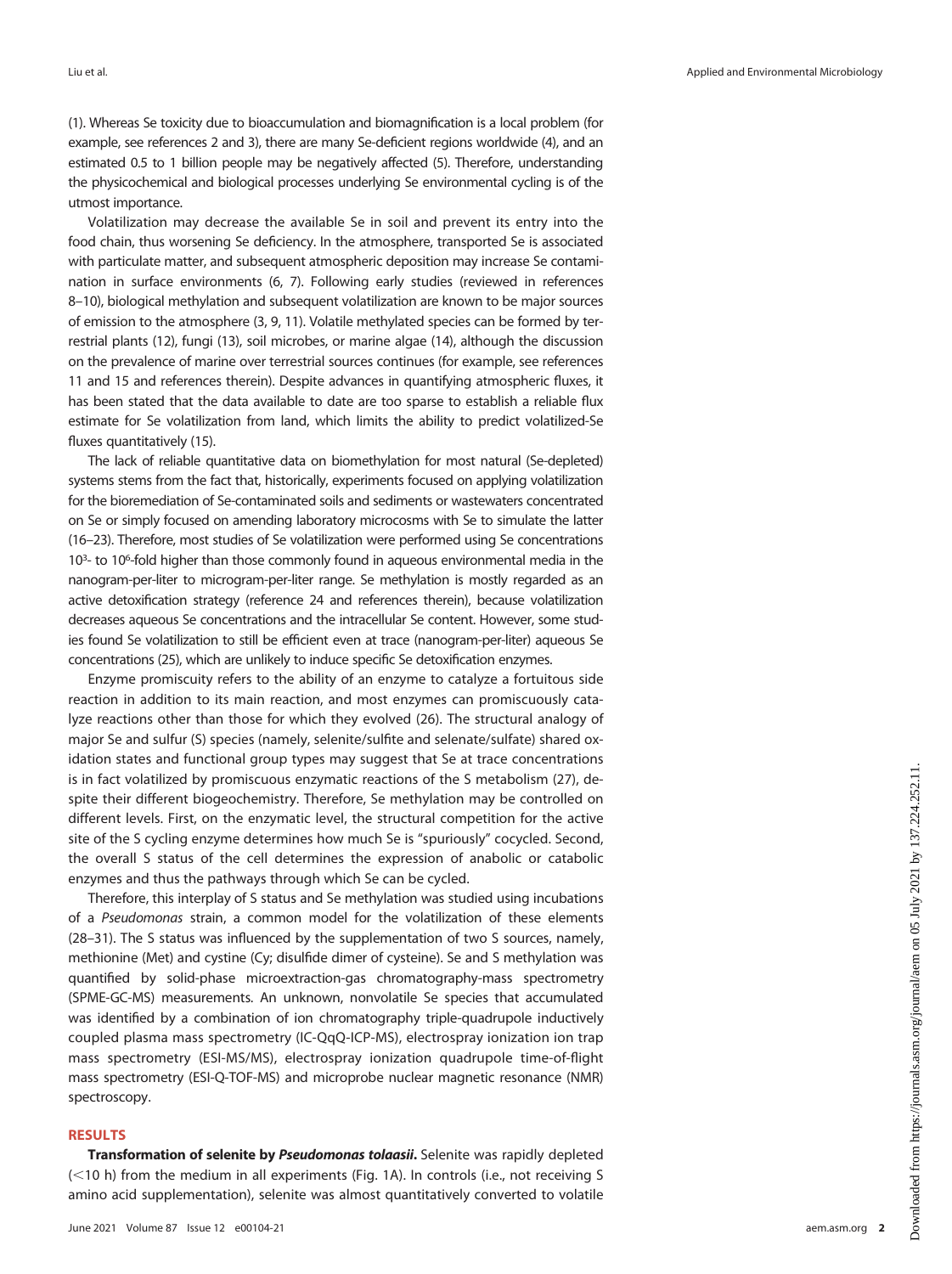(1). Whereas Se toxicity due to bioaccumulation and biomagnification is a local problem (for example, see references 2 and 3), there are many Se-deficient regions worldwide (4), and an estimated 0.5 to 1 billion people may be negatively affected (5). Therefore, understanding the physicochemical and biological processes underlying Se environmental cycling is of the utmost importance.

Volatilization may decrease the available Se in soil and prevent its entry into the food chain, thus worsening Se deficiency. In the atmosphere, transported Se is associated with particulate matter, and subsequent atmospheric deposition may increase Se contamination in surface environments (6, 7). Following early studies (reviewed in references 8–10), biological methylation and subsequent volatilization are known to be major sources of emission to the atmosphere (3, 9, 11). Volatile methylated species can be formed by terrestrial plants (12), fungi (13), soil microbes, or marine algae (14), although the discussion on the prevalence of marine over terrestrial sources continues (for example, see references 11 and 15 and references therein). Despite advances in quantifying atmospheric fluxes, it has been stated that the data available to date are too sparse to establish a reliable flux estimate for Se volatilization from land, which limits the ability to predict volatilized-Se fluxes quantitatively (15).

The lack of reliable quantitative data on biomethylation for most natural (Se-depleted) systems stems from the fact that, historically, experiments focused on applying volatilization for the bioremediation of Se-contaminated soils and sediments or wastewaters concentrated on Se or simply focused on amending laboratory microcosms with Se to simulate the latter (16–23). Therefore, most studies of Se volatilization were performed using Se concentrations $10^3$- to $10^6$-fold higher than those commonly found in aqueous environmental media in the nanogram-per-liter to microgram-per-liter range. Se methylation is mostly regarded as an active detoxification strategy (reference 24 and references therein), because volatilization decreases aqueous Se concentrations and the intracellular Se content. However, some studies found Se volatilization to still be efficient even at trace (nanogram-per-liter) aqueous Se concentrations (25), which are unlikely to induce specific Se detoxification enzymes.

Enzyme promiscuity refers to the ability of an enzyme to catalyze a fortuitous side reaction in addition to its main reaction, and most enzymes can promiscuously catalyze reactions other than those for which they evolved (26). The structural analogy of major Se and sulfur (S) species (namely, selenite/sulfite and selenate/sulfate) shared oxidation states and functional group types may suggest that Se at trace concentrations is in fact volatilized by promiscuous enzymatic reactions of the S metabolism (27), despite their different biogeochemistry. Therefore, Se methylation may be controlled on different levels. First, on the enzymatic level, the structural competition for the active site of the S cycling enzyme determines how much Se is "spuriously" cocycled. Second, the overall S status of the cell determines the expression of anabolic or catabolic enzymes and thus the pathways through which Se can be cycled.

Therefore, this interplay of S status and Se methylation was studied using incubations of a *Pseudomonas* strain, a common model for the volatilization of these elements (28–31). The S status was influenced by the supplementation of two S sources, namely, methionine (Met) and cystine (Cy; disulfide dimer of cysteine). Se and S methylation was quantified by solid-phase microextraction-gas chromatography-mass spectrometry (SPME-GC-MS) measurements. An unknown, nonvolatile Se species that accumulated was identified by a combination of ion chromatography triple-quadrupole inductively coupled plasma mass spectrometry (IC-QqQ-ICP-MS), electrospray ionization ion trap mass spectrometry (ESI-MS/MS), electrospray ionization quadrupole time-of-flight mass spectrometry (ESI-Q-TOF-MS) and microprobe nuclear magnetic resonance (NMR) spectroscopy.

## RESULTS

**Transformation of selenite by *Pseudomonas tolaasii*.** Selenite was rapidly depleted (<10 h) from the medium in all experiments (Fig. 1A). In controls (i.e., not receiving S amino acid supplementation), selenite was almost quantitatively converted to volatile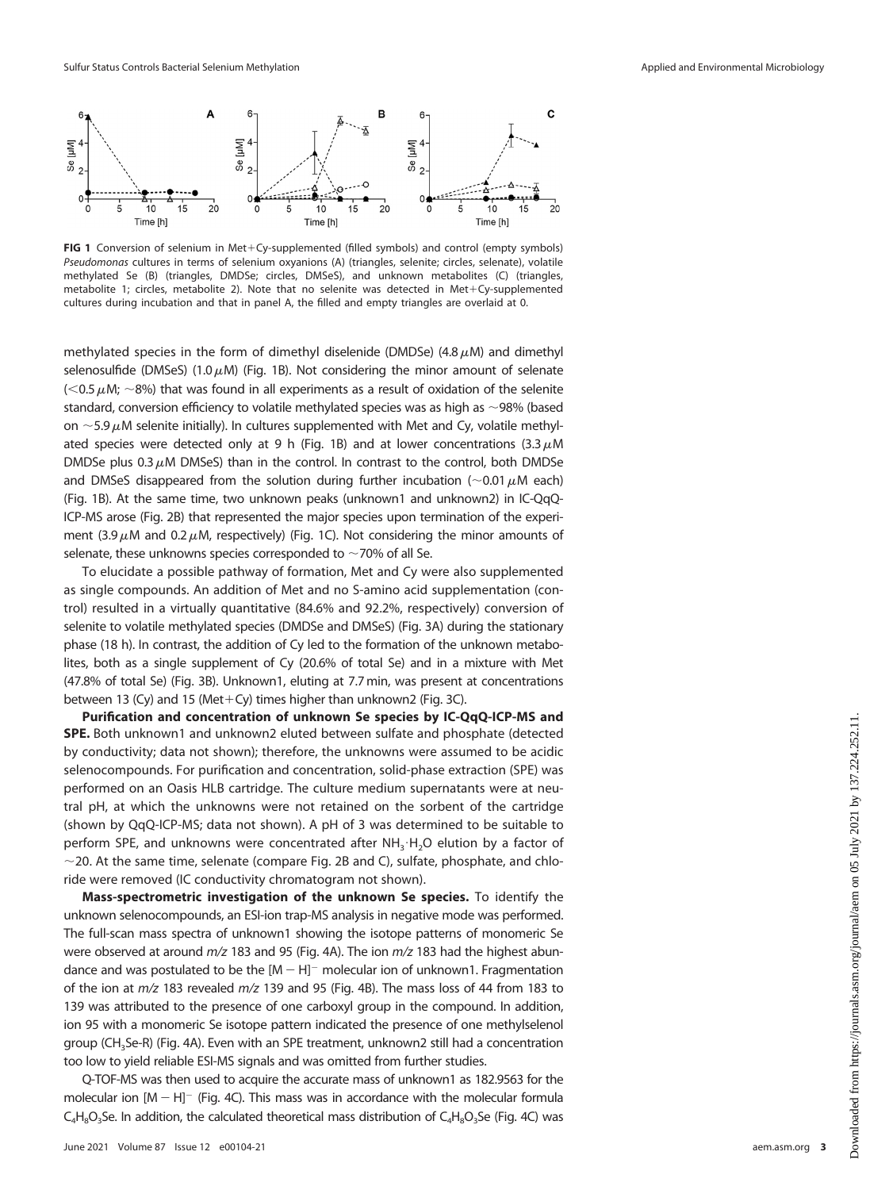**FIG 1** Conversion of selenium in Met+Cy-supplemented (filled symbols) and control (empty symbols) *Pseudomonas* cultures in terms of selenium oxyanions (A) (triangles, selenite; circles, selenate), volatile methylated Se (B) (triangles, DMDSe; circles, DMSeS), and unknown metabolites (C) (triangles, metabolite 1; circles, metabolite 2). Note that no selenite was detected in Met+Cy-supplemented cultures during incubation and that in panel A, the filled and empty triangles are overlaid at 0.

methylated species in the form of dimethyl diselenide (DMDSe) (4.8 $\mu$M) and dimethyl selenosulfide (DMSeS) (1.0 $\mu$M) (Fig. 1B). Not considering the minor amount of selenate (<0.5 $\mu$M; ~8%) that was found in all experiments as a result of oxidation of the selenite standard, conversion efficiency to volatile methylated species was as high as ~98% (based on ~5.9 $\mu$M selenite initially). In cultures supplemented with Met and Cy, volatile methylated species were detected only at 9 h (Fig. 1B) and at lower concentrations (3.3 $\mu$M DMDSe plus 0.3 $\mu$M DMSeS) than in the control. In contrast to the control, both DMDSe and DMSeS disappeared from the solution during further incubation (~0.01 $\mu$M each) (Fig. 1B). At the same time, two unknown peaks (unknown1 and unknown2) in IC-QqQ-ICP-MS arose (Fig. 2B) that represented the major species upon termination of the experiment (3.9 $\mu$M and 0.2 $\mu$M, respectively) (Fig. 1C). Not considering the minor amounts of selenate, these unknowns species corresponded to ~70% of all Se.

To elucidate a possible pathway of formation, Met and Cy were also supplemented as single compounds. An addition of Met and no S-amino acid supplementation (control) resulted in a virtually quantitative (84.6% and 92.2%, respectively) conversion of selenite to volatile methylated species (DMDSe and DMSeS) (Fig. 3A) during the stationary phase (18 h). In contrast, the addition of Cy led to the formation of the unknown metabolites, both as a single supplement of Cy (20.6% of total Se) and in a mixture with Met (47.8% of total Se) (Fig. 3B). Unknown1, eluting at 7.7 min, was present at concentrations between 13 (Cy) and 15 (Met+Cy) times higher than unknown2 (Fig. 3C).

**Purification and concentration of unknown Se species by IC-QqQ-ICP-MS and SPE.** Both unknown1 and unknown2 eluted between sulfate and phosphate (detected by conductivity; data not shown); therefore, the unknowns were assumed to be acidic selenocompounds. For purification and concentration, solid-phase extraction (SPE) was performed on an Oasis HLB cartridge. The culture medium supernatants were at neutral pH, at which the unknowns were not retained on the sorbent of the cartridge (shown by QqQ-ICP-MS; data not shown). A pH of 3 was determined to be suitable to perform SPE, and unknowns were concentrated after $NH_3 \cdot H_2O$ elution by a factor of ~20. At the same time, selenate (compare Fig. 2B and C), sulfate, phosphate, and chloride were removed (IC conductivity chromatogram not shown).

**Mass-spectrometric investigation of the unknown Se species.** To identify the unknown selenocompounds, an ESI-ion trap-MS analysis in negative mode was performed. The full-scan mass spectra of unknown1 showing the isotope patterns of monomeric Se were observed at around *m/z* 183 and 95 (Fig. 4A). The ion *m/z* 183 had the highest abundance and was postulated to be the $[M - H]^-$ molecular ion of unknown1. Fragmentation of the ion at *m/z* 183 revealed *m/z* 139 and 95 (Fig. 4B). The mass loss of 44 from 183 to 139 was attributed to the presence of one carboxyl group in the compound. In addition, ion 95 with a monomeric Se isotope pattern indicated the presence of one methylselenol group ($CH_3Se$-R) (Fig. 4A). Even with an SPE treatment, unknown2 still had a concentration too low to yield reliable ESI-MS signals and was omitted from further studies.

Q-TOF-MS was then used to acquire the accurate mass of unknown1 as 182.9563 for the molecular ion $[M - H]^-$ (Fig. 4C). This mass was in accordance with the molecular formula $C_4H_8O_3Se$. In addition, the calculated theoretical mass distribution of $C_4H_8O_3Se$ (Fig. 4C) was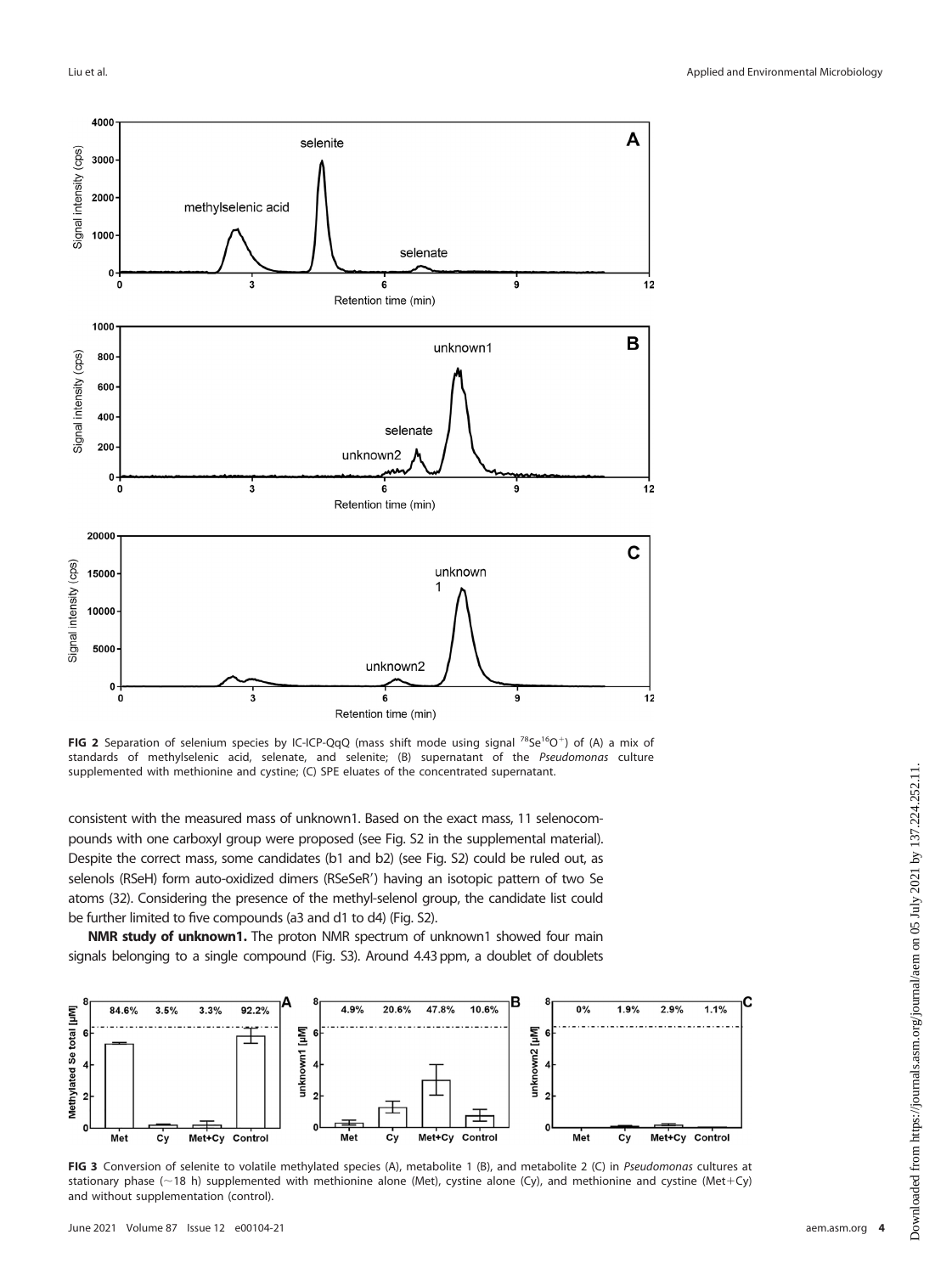**FIG 2** Separation of selenium species by IC-ICP-QqQ (mass shift mode using signal $^{78}Se^{16}O^{+}$) of (A) a mix of standards of methylselenic acid, selenate, and selenite; (B) supernatant of the *Pseudomonas* culture supplemented with methionine and cystine; (C) SPE eluates of the concentrated supernatant.

consistent with the measured mass of unknown1. Based on the exact mass, 11 selenocompounds with one carboxyl group were proposed (see Fig. S2 in the supplemental material). Despite the correct mass, some candidates (b1 and b2) (see Fig. S2) could be ruled out, as selenols (RSeH) form auto-oxidized dimers (RSeSeR′) having an isotopic pattern of two Se atoms (32). Considering the presence of the methyl-selenol group, the candidate list could be further limited to five compounds (a3 and d1 to d4) (Fig. S2).

**NMR study of unknown1.** The proton NMR spectrum of unknown1 showed four main signals belonging to a single compound (Fig. S3). Around 4.43 ppm, a doublet of doublets

**FIG 3** Conversion of selenite to volatile methylated species (A), metabolite 1 (B), and metabolite 2 (C) in *Pseudomonas* cultures at stationary phase (~18 h) supplemented with methionine alone (Met), cystine alone (Cy), and methionine and cystine (Met+Cy) and without supplementation (control).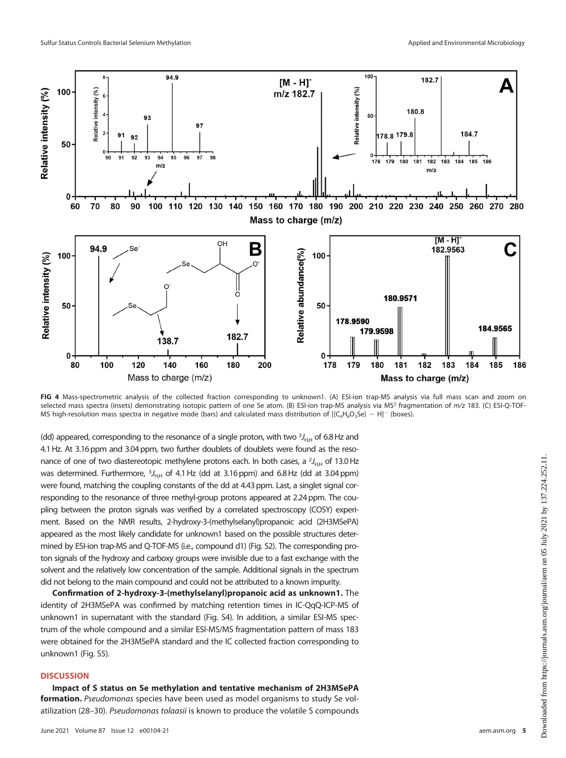FIG 4 Mass-spectrometric analysis of the collected fraction corresponding to unknown1. (A) ESI-ion trap-MS analysis via full mass scan and zoom on selected mass spectra (insets) demonstrating isotopic pattern of one Se atom. (B) ESI-ion trap-MS analysis via $MS^2$ fragmentation of $m/z$ 183. (C) ESI-Q-TOF-MS high-resolution mass spectra in negative mode (bars) and calculated mass distribution of $[(C_4H_8O_3Se) - H]^-$ (boxes).

(dd) appeared, corresponding to the resonance of a single proton, with two $^3J_{H,H}$ of 6.8 Hz and 4.1 Hz. At 3.16 ppm and 3.04 ppm, two further doublets of doublets were found as the resonance of one of two diastereotopic methylene protons each. In both cases, a $^2J_{H,H}$ of 13.0 Hz was determined. Furthermore, $^3J_{H,H}$ of 4.1 Hz (dd at 3.16 ppm) and 6.8 Hz (dd at 3.04 ppm) were found, matching the coupling constants of the dd at 4.43 ppm. Last, a singlet signal corresponding to the resonance of three methyl-group protons appeared at 2.24 ppm. The coupling between the proton signals was verified by a correlated spectroscopy (COSY) experiment. Based on the NMR results, 2-hydroxy-3-(methylselanyl)propanoic acid (2H3MSePA) appeared as the most likely candidate for unknown1 based on the possible structures determined by ESI-ion trap-MS and Q-TOF-MS (i.e., compound d1) (Fig. S2). The corresponding proton signals of the hydroxy and carboxy groups were invisible due to a fast exchange with the solvent and the relatively low concentration of the sample. Additional signals in the spectrum did not belong to the main compound and could not be attributed to a known impurity.

**Confirmation of 2-hydroxy-3-(methylselanyl)propanoic acid as unknown1.** The identity of 2H3MSePA was confirmed by matching retention times in IC-QqQ-ICP-MS of unknown1 in supernatant with the standard (Fig. S4). In addition, a similar ESI-MS spectrum of the whole compound and a similar ESI-MS/MS fragmentation pattern of mass 183 were obtained for the 2H3MSePA standard and the IC collected fraction corresponding to unknown1 (Fig. S5).

## DISCUSSION

**Impact of S status on Se methylation and tentative mechanism of 2H3MSePA formation.** *Pseudomonas* species have been used as model organisms to study Se volatilization (28–30). *Pseudomonas tolaasii* is known to produce the volatile S compounds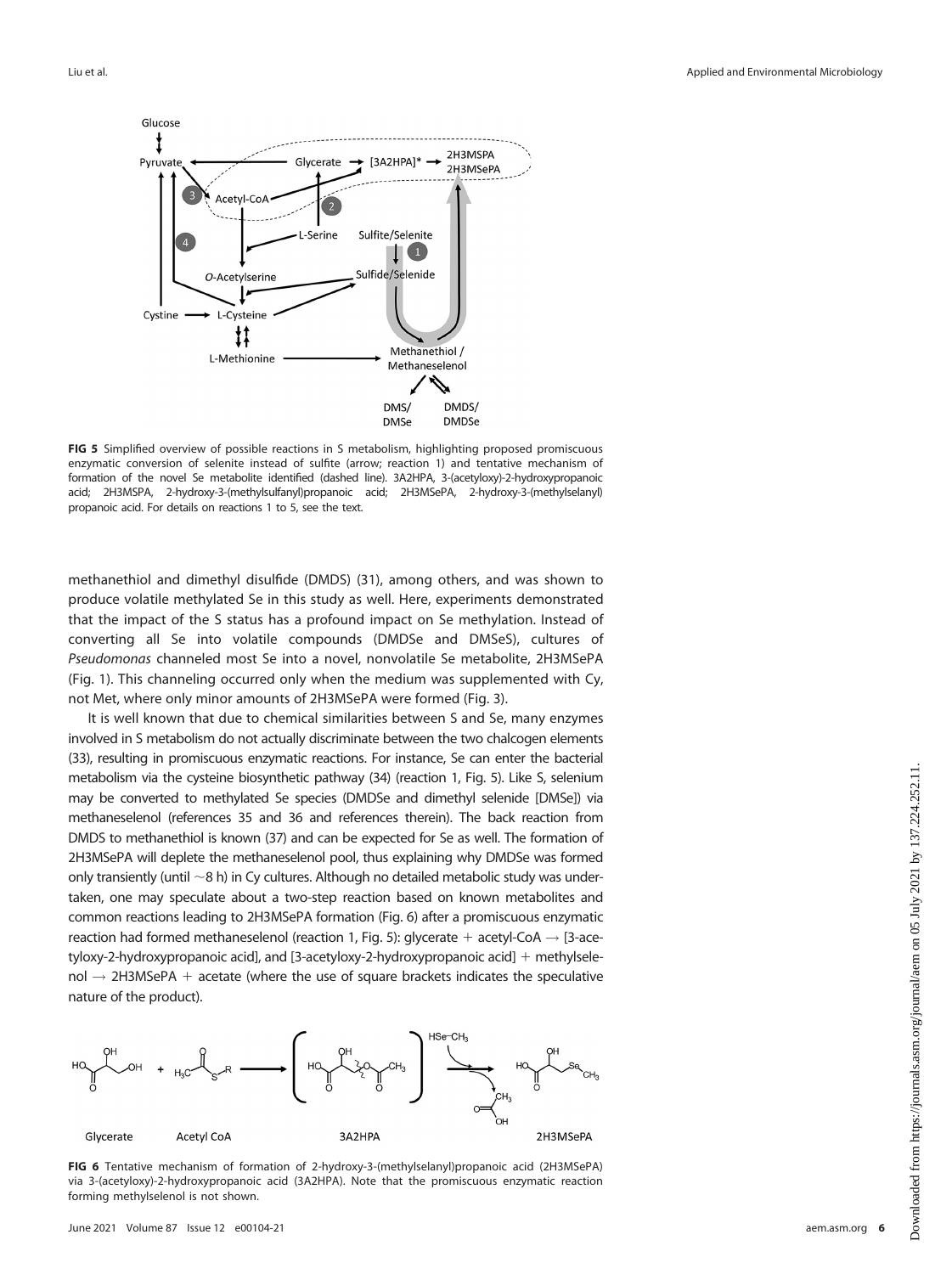**FIG 5** Simplified overview of possible reactions in S metabolism, highlighting proposed promiscuous enzymatic conversion of selenite instead of sulfite (arrow; reaction 1) and tentative mechanism of formation of the novel Se metabolite identified (dashed line). 3A2HPA, 3-(acetyloxy)-2-hydroxypropanoic acid; 2H3MSPA, 2-hydroxy-3-(methylsulfanyl)propanoic acid; 2H3MSePA, 2-hydroxy-3-(methylselanyl) propanoic acid. For details on reactions 1 to 5, see the text.

methanethiol and dimethyl disulfide (DMDS) (31), among others, and was shown to produce volatile methylated Se in this study as well. Here, experiments demonstrated that the impact of the S status has a profound impact on Se methylation. Instead of converting all Se into volatile compounds (DMDSe and DMSeS), cultures of *Pseudomonas* channeled most Se into a novel, nonvolatile Se metabolite, 2H3MSePA (Fig. 1). This channeling occurred only when the medium was supplemented with Cy, not Met, where only minor amounts of 2H3MSePA were formed (Fig. 3).

It is well known that due to chemical similarities between S and Se, many enzymes involved in S metabolism do not actually discriminate between the two chalcogen elements (33), resulting in promiscuous enzymatic reactions. For instance, Se can enter the bacterial metabolism via the cysteine biosynthetic pathway (34) (reaction 1, Fig. 5). Like S, selenium may be converted to methylated Se species (DMDSe and dimethyl selenide [DMSe]) via methaneselenol (references 35 and 36 and references therein). The back reaction from DMDS to methanethiol is known (37) and can be expected for Se as well. The formation of 2H3MSePA will deplete the methaneselenol pool, thus explaining why DMDSe was formed only transiently (until ~8 h) in Cy cultures. Although no detailed metabolic study was undertaken, one may speculate about a two-step reaction based on known metabolites and common reactions leading to 2H3MSePA formation (Fig. 6) after a promiscuous enzymatic reaction had formed methaneselenol (reaction 1, Fig. 5): glycerate + acetyl-CoA → [3-acetyloxy-2-hydroxypropanoic acid], and [3-acetyloxy-2-hydroxypropanoic acid] + methylselenol → 2H3MSePA + acetate (where the use of square brackets indicates the speculative nature of the product).

**FIG 6** Tentative mechanism of formation of 2-hydroxy-3-(methylselanyl)propanoic acid (2H3MSePA) via 3-(acetyloxy)-2-hydroxypropanoic acid (3A2HPA). Note that the promiscuous enzymatic reaction forming methylselenol is not shown.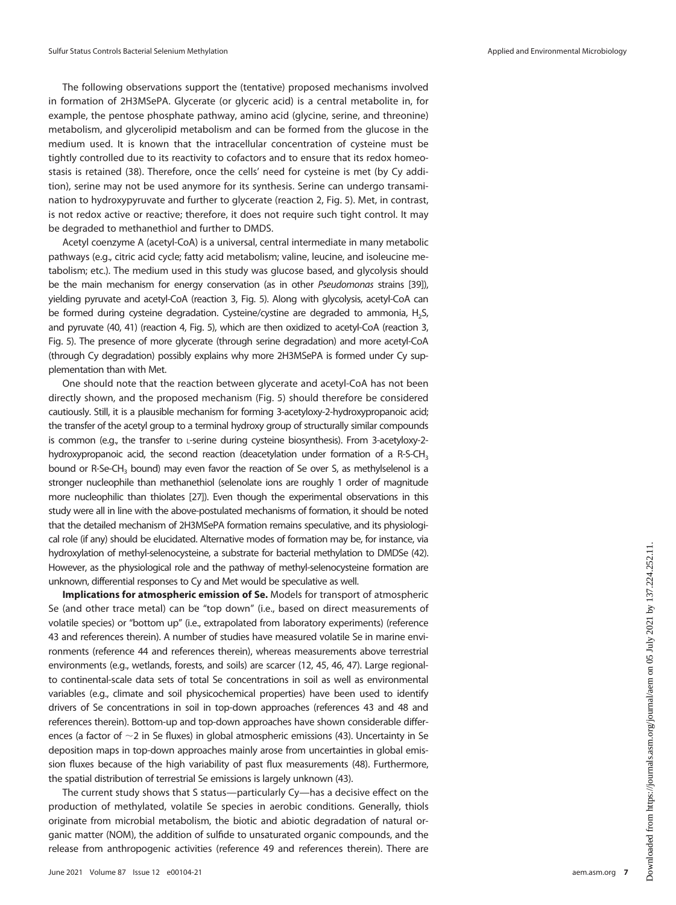The following observations support the (tentative) proposed mechanisms involved in formation of 2H3MSePA. Glycerate (or glyceric acid) is a central metabolite in, for example, the pentose phosphate pathway, amino acid (glycine, serine, and threonine) metabolism, and glycerolipid metabolism and can be formed from the glucose in the medium used. It is known that the intracellular concentration of cysteine must be tightly controlled due to its reactivity to cofactors and to ensure that its redox homeostasis is retained (38). Therefore, once the cells' need for cysteine is met (by Cy addition), serine may not be used anymore for its synthesis. Serine can undergo transamination to hydroxypyruvate and further to glycerate (reaction 2, Fig. 5). Met, in contrast, is not redox active or reactive; therefore, it does not require such tight control. It may be degraded to methanethiol and further to DMDS.

Acetyl coenzyme A (acetyl-CoA) is a universal, central intermediate in many metabolic pathways (e.g., citric acid cycle; fatty acid metabolism; valine, leucine, and isoleucine metabolism; etc.). The medium used in this study was glucose based, and glycolysis should be the main mechanism for energy conservation (as in other *Pseudomonas* strains [39]), yielding pyruvate and acetyl-CoA (reaction 3, Fig. 5). Along with glycolysis, acetyl-CoA can be formed during cysteine degradation. Cysteine/cystine are degraded to ammonia, $H_2S$, and pyruvate (40, 41) (reaction 4, Fig. 5), which are then oxidized to acetyl-CoA (reaction 3, Fig. 5). The presence of more glycerate (through serine degradation) and more acetyl-CoA (through Cy degradation) possibly explains why more 2H3MSePA is formed under Cy supplementation than with Met.

One should note that the reaction between glycerate and acetyl-CoA has not been directly shown, and the proposed mechanism (Fig. 5) should therefore be considered cautiously. Still, it is a plausible mechanism for forming 3-acetyloxy-2-hydroxypropanoic acid; the transfer of the acetyl group to a terminal hydroxy group of structurally similar compounds is common (e.g., the transfer to L-serine during cysteine biosynthesis). From 3-acetyloxy-2-hydroxypropanoic acid, the second reaction (deacetylation under formation of a R-S-$CH_3$ bound or R-Se-$CH_3$ bound) may even favor the reaction of Se over S, as methylselenol is a stronger nucleophile than methanethiol (selenolate ions are roughly 1 order of magnitude more nucleophilic than thiolates [27]). Even though the experimental observations in this study were all in line with the above-postulated mechanisms of formation, it should be noted that the detailed mechanism of 2H3MSePA formation remains speculative, and its physiological role (if any) should be elucidated. Alternative modes of formation may be, for instance, via hydroxylation of methyl-selenocysteine, a substrate for bacterial methylation to DMDSe (42). However, as the physiological role and the pathway of methyl-selenocysteine formation are unknown, differential responses to Cy and Met would be speculative as well.

**Implications for atmospheric emission of Se.** Models for transport of atmospheric Se (and other trace metal) can be "top down" (i.e., based on direct measurements of volatile species) or "bottom up" (i.e., extrapolated from laboratory experiments) (reference 43 and references therein). A number of studies have measured volatile Se in marine environments (reference 44 and references therein), whereas measurements above terrestrial environments (e.g., wetlands, forests, and soils) are scarcer (12, 45, 46, 47). Large regional- to continental-scale data sets of total Se concentrations in soil as well as environmental variables (e.g., climate and soil physicochemical properties) have been used to identify drivers of Se concentrations in soil in top-down approaches (references 43 and 48 and references therein). Bottom-up and top-down approaches have shown considerable differences (a factor of $\sim$2 in Se fluxes) in global atmospheric emissions (43). Uncertainty in Se deposition maps in top-down approaches mainly arose from uncertainties in global emission fluxes because of the high variability of past flux measurements (48). Furthermore, the spatial distribution of terrestrial Se emissions is largely unknown (43).

The current study shows that S status—particularly Cy—has a decisive effect on the production of methylated, volatile Se species in aerobic conditions. Generally, thiols originate from microbial metabolism, the biotic and abiotic degradation of natural organic matter (NOM), the addition of sulfide to unsaturated organic compounds, and the release from anthropogenic activities (reference 49 and references therein). There are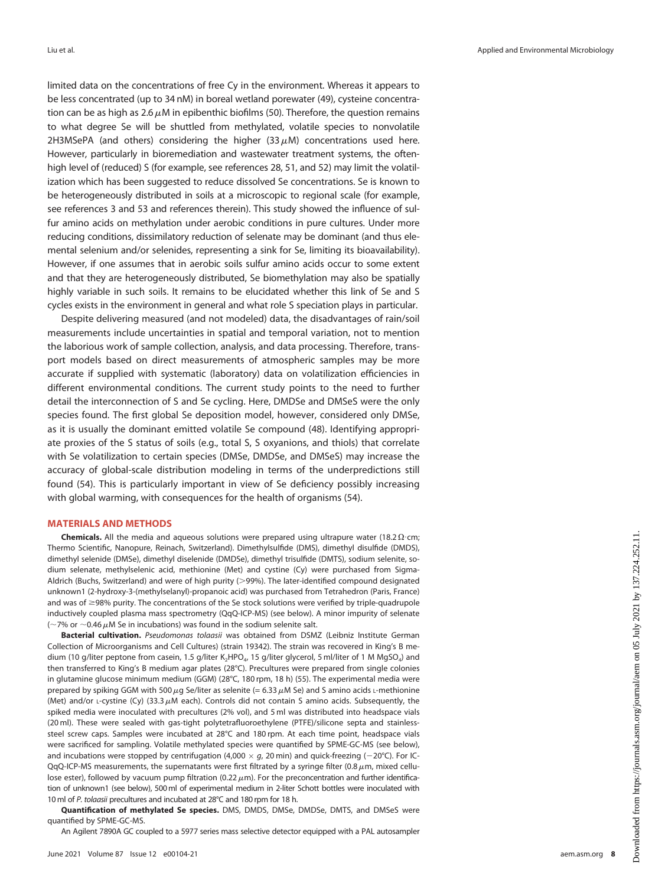limited data on the concentrations of free Cy in the environment. Whereas it appears to be less concentrated (up to 34 nM) in boreal wetland porewater (49), cysteine concentration can be as high as 2.6 $\mu$M in epibenthic biofilms (50). Therefore, the question remains to what degree Se will be shuttled from methylated, volatile species to nonvolatile 2H3MSePA (and others) considering the higher (33 $\mu$M) concentrations used here. However, particularly in bioremediation and wastewater treatment systems, the often-high level of (reduced) S (for example, see references 28, 51, and 52) may limit the volatilization which has been suggested to reduce dissolved Se concentrations. Se is known to be heterogeneously distributed in soils at a microscopic to regional scale (for example, see references 3 and 53 and references therein). This study showed the influence of sulfur amino acids on methylation under aerobic conditions in pure cultures. Under more reducing conditions, dissimilatory reduction of selenate may be dominant (and thus elemental selenium and/or selenides, representing a sink for Se, limiting its bioavailability). However, if one assumes that in aerobic soils sulfur amino acids occur to some extent and that they are heterogeneously distributed, Se biomethylation may also be spatially highly variable in such soils. It remains to be elucidated whether this link of Se and S cycles exists in the environment in general and what role S speciation plays in particular.

Despite delivering measured (and not modeled) data, the disadvantages of rain/soil measurements include uncertainties in spatial and temporal variation, not to mention the laborious work of sample collection, analysis, and data processing. Therefore, transport models based on direct measurements of atmospheric samples may be more accurate if supplied with systematic (laboratory) data on volatilization efficiencies in different environmental conditions. The current study points to the need to further detail the interconnection of S and Se cycling. Here, DMDSe and DMSeS were the only species found. The first global Se deposition model, however, considered only DMSe, as it is usually the dominant emitted volatile Se compound (48). Identifying appropriate proxies of the S status of soils (e.g., total S, S oxyanions, and thiols) that correlate with Se volatilization to certain species (DMSe, DMDSe, and DMSeS) may increase the accuracy of global-scale distribution modeling in terms of the underpredictions still found (54). This is particularly important in view of Se deficiency possibly increasing with global warming, with consequences for the health of organisms (54).

## MATERIALS AND METHODS

**Chemicals.** All the media and aqueous solutions were prepared using ultrapure water (18.2 $\Omega \cdot$cm; Thermo Scientific, Nanopure, Reinach, Switzerland). Dimethylsulfide (DMS), dimethyl disulfide (DMDS), dimethyl selenide (DMSe), dimethyl diselenide (DMDSe), dimethyl trisulfide (DMTS), sodium selenite, sodium selenate, methylselenic acid, methionine (Met) and cystine (Cy) were purchased from Sigma-Aldrich (Buchs, Switzerland) and were of high purity (>99%). The later-identified compound designated unknown1 (2-hydroxy-3-(methylselanyl)-propanoic acid) was purchased from Tetrahedron (Paris, France) and was of ≥98% purity. The concentrations of the Se stock solutions were verified by triple-quadrupole inductively coupled plasma mass spectrometry (QqQ-ICP-MS) (see below). A minor impurity of selenate (~7% or ~0.46 $\mu$M Se in incubations) was found in the sodium selenite salt.

**Bacterial cultivation.** *Pseudomonas tolaasii* was obtained from DSMZ (Leibniz Institute German Collection of Microorganisms and Cell Cultures) (strain 19342). The strain was recovered in King's B medium (10 g/liter peptone from casein, 1.5 g/liter $K_2HPO_4$, 15 g/liter glycerol, 5 ml/liter of 1 M $MgSO_4$) and then transferred to King's B medium agar plates (28°C). Precultures were prepared from single colonies in glutamine glucose minimum medium (GGM) (28°C, 180 rpm, 18 h) (55). The experimental media were prepared by spiking GGM with 500 $\mu$g Se/liter as selenite (= 6.33 $\mu$M Se) and S amino acids L-methionine (Met) and/or L-cystine (Cy) (33.3 $\mu$M each). Controls did not contain S amino acids. Subsequently, the spiked media were inoculated with precultures (2% vol), and 5 ml was distributed into headspace vials (20 ml). These were sealed with gas-tight polytetrafluoroethylene (PTFE)/silicone septa and stainless-steel screw caps. Samples were incubated at 28°C and 180 rpm. At each time point, headspace vials were sacrificed for sampling. Volatile methylated species were quantified by SPME-GC-MS (see below), and incubations were stopped by centrifugation (4,000 × *g*, 20 min) and quick-freezing (−20°C). For IC-QqQ-ICP-MS measurements, the supernatants were first filtrated by a syringe filter (0.8 $\mu$m, mixed cellulose ester), followed by vacuum pump filtration (0.22 $\mu$m). For the preconcentration and further identification of unknown1 (see below), 500 ml of experimental medium in 2-liter Schott bottles were inoculated with 10 ml of *P. tolaasii* precultures and incubated at 28°C and 180 rpm for 18 h.

**Quantification of methylated Se species.** DMS, DMDS, DMSe, DMDSe, DMTS, and DMSeS were quantified by SPME-GC-MS.

An Agilent 7890A GC coupled to a 5977 series mass selective detector equipped with a PAL autosampler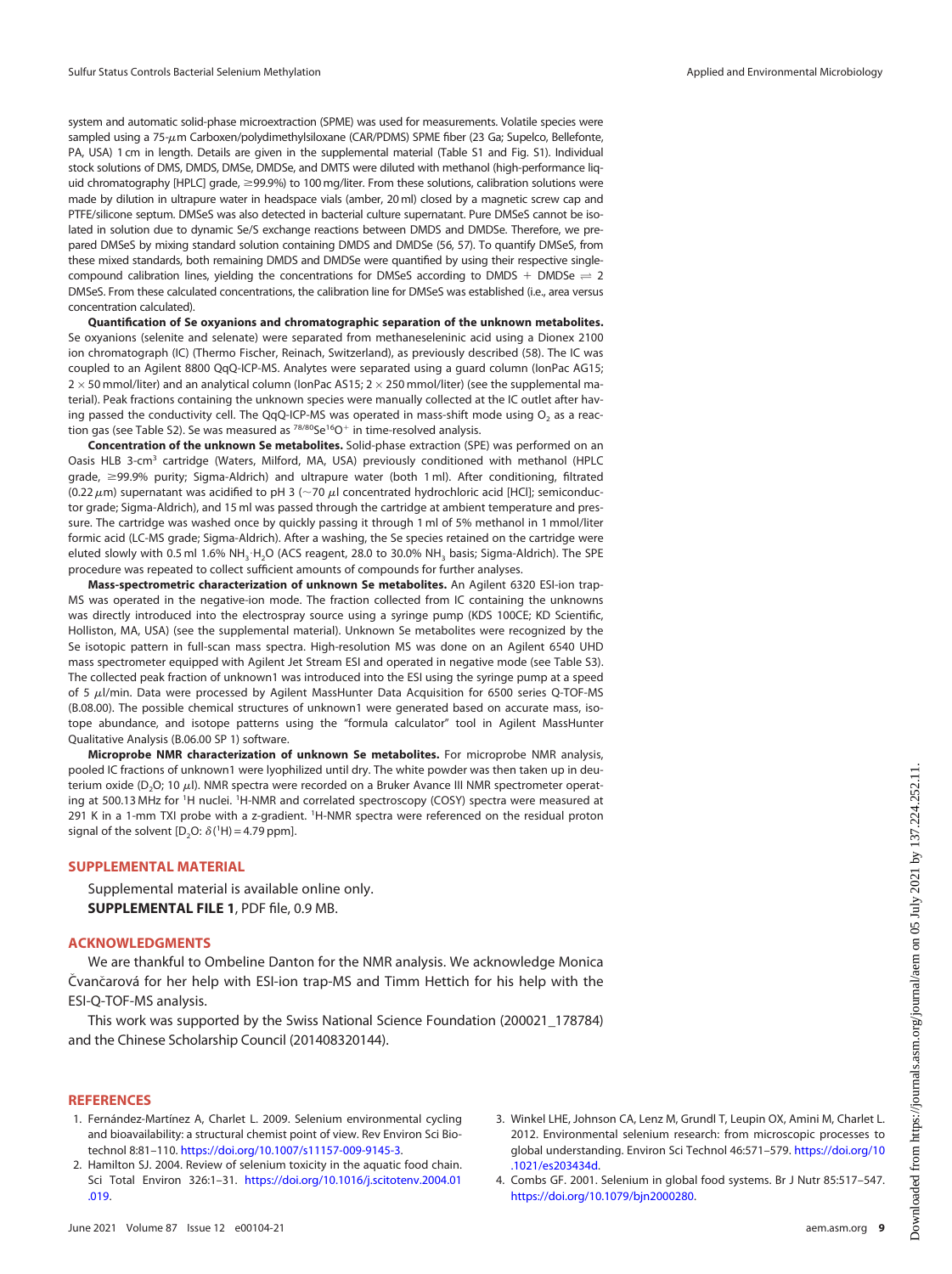system and automatic solid-phase microextraction (SPME) was used for measurements. Volatile species were sampled using a 75-$\mu$m Carboxen/polydimethylsiloxane (CAR/PDMS) SPME fiber (23 Ga; Supelco, Bellefonte, PA, USA) 1 cm in length. Details are given in the supplemental material (Table S1 and Fig. S1). Individual stock solutions of DMS, DMDS, DMSe, DMDSe, and DMTS were diluted with methanol (high-performance liquid chromatography [HPLC] grade, ≥99.9%) to 100 mg/liter. From these solutions, calibration solutions were made by dilution in ultrapure water in headspace vials (amber, 20 ml) closed by a magnetic screw cap and PTFE/silicone septum. DMSeS was also detected in bacterial culture supernatant. Pure DMSeS cannot be isolated in solution due to dynamic Se/S exchange reactions between DMDS and DMDSe. Therefore, we prepared DMSeS by mixing standard solution containing DMDS and DMDSe (56, 57). To quantify DMSeS, from these mixed standards, both remaining DMDS and DMDSe were quantified by using their respective single-compound calibration lines, yielding the concentrations for DMSeS according to DMDS + DMDSe $\rightleftharpoons$ 2 DMSeS. From these calculated concentrations, the calibration line for DMSeS was established (i.e., area versus concentration calculated).

**Quantification of Se oxyanions and chromatographic separation of the unknown metabolites.** Se oxyanions (selenite and selenate) were separated from methaneseleninic acid using a Dionex 2100 ion chromatograph (IC) (Thermo Fischer, Reinach, Switzerland), as previously described (58). The IC was coupled to an Agilent 8800 QqQ-ICP-MS. Analytes were separated using a guard column (IonPac AG15; 2 × 50 mmol/liter) and an analytical column (IonPac AS15; 2 × 250 mmol/liter) (see the supplemental material). Peak fractions containing the unknown species were manually collected at the IC outlet after having passed the conductivity cell. The QqQ-ICP-MS was operated in mass-shift mode using $O_2$ as a reaction gas (see Table S2). Se was measured as $^{78/80}Se^{16}O^+$ in time-resolved analysis.

**Concentration of the unknown Se metabolites.** Solid-phase extraction (SPE) was performed on an Oasis HLB 3-cm$^3$ cartridge (Waters, Milford, MA, USA) previously conditioned with methanol (HPLC grade, ≥99.9% purity; Sigma-Aldrich) and ultrapure water (both 1 ml). After conditioning, filtrated (0.22 $\mu$m) supernatant was acidified to pH 3 (~70 $\mu$l concentrated hydrochloric acid [HCl]; semiconductor grade; Sigma-Aldrich), and 15 ml was passed through the cartridge at ambient temperature and pressure. The cartridge was washed once by quickly passing it through 1 ml of 5% methanol in 1 mmol/liter formic acid (LC-MS grade; Sigma-Aldrich). After a washing, the Se species retained on the cartridge were eluted slowly with 0.5 ml 1.6% $NH_3{\cdot}H_2O$ (ACS reagent, 28.0 to 30.0% $NH_3$ basis; Sigma-Aldrich). The SPE procedure was repeated to collect sufficient amounts of compounds for further analyses.

**Mass-spectrometric characterization of unknown Se metabolites.** An Agilent 6320 ESI-ion trap-MS was operated in the negative-ion mode. The fraction collected from IC containing the unknowns was directly introduced into the electrospray source using a syringe pump (KDS 100CE; KD Scientific, Holliston, MA, USA) (see the supplemental material). Unknown Se metabolites were recognized by the Se isotopic pattern in full-scan mass spectra. High-resolution MS was done on an Agilent 6540 UHD mass spectrometer equipped with Agilent Jet Stream ESI and operated in negative mode (see Table S3). The collected peak fraction of unknown1 was introduced into the ESI using the syringe pump at a speed of 5 $\mu$l/min. Data were processed by Agilent MassHunter Data Acquisition for 6500 series Q-TOF-MS (B.08.00). The possible chemical structures of unknown1 were generated based on accurate mass, isotope abundance, and isotope patterns using the "formula calculator" tool in Agilent MassHunter Qualitative Analysis (B.06.00 SP 1) software.

**Microprobe NMR characterization of unknown Se metabolites.** For microprobe NMR analysis, pooled IC fractions of unknown1 were lyophilized until dry. The white powder was then taken up in deuterium oxide ($D_2O$; 10 $\mu$l). NMR spectra were recorded on a Bruker Avance III NMR spectrometer operating at 500.13 MHz for $^1H$ nuclei. $^1H$-NMR and correlated spectroscopy (COSY) spectra were measured at 291 K in a 1-mm TXI probe with a z-gradient. $^1H$-NMR spectra were referenced on the residual proton signal of the solvent [$D_2O$: $\delta(^1H) = 4.79$ ppm].

## SUPPLEMENTAL MATERIAL

Supplemental material is available online only.
**SUPPLEMENTAL FILE 1**, PDF file, 0.9 MB.

## ACKNOWLEDGMENTS

We are thankful to Ombeline Danton for the NMR analysis. We acknowledge Monica Čvančarová for her help with ESI-ion trap-MS and Timm Hettich for his help with the ESI-Q-TOF-MS analysis.

This work was supported by the Swiss National Science Foundation (200021_178784) and the Chinese Scholarship Council (201408320144).

## REFERENCES

1. Fernández-Martínez A, Charlet L. 2009. Selenium environmental cycling and bioavailability: a structural chemist point of view. Rev Environ Sci Biotechnol 8:81–110. https://doi.org/10.1007/s11157-009-9145-3.
2. Hamilton SJ. 2004. Review of selenium toxicity in the aquatic food chain. Sci Total Environ 326:1–31. https://doi.org/10.1016/j.scitotenv.2004.01.019.
3. Winkel LHE, Johnson CA, Lenz M, Grundl T, Leupin OX, Amini M, Charlet L. 2012. Environmental selenium research: from microscopic processes to global understanding. Environ Sci Technol 46:571–579. https://doi.org/10.1021/es203434d.
4. Combs GF. 2001. Selenium in global food systems. Br J Nutr 85:517–547. https://doi.org/10.1079/bjn2000280.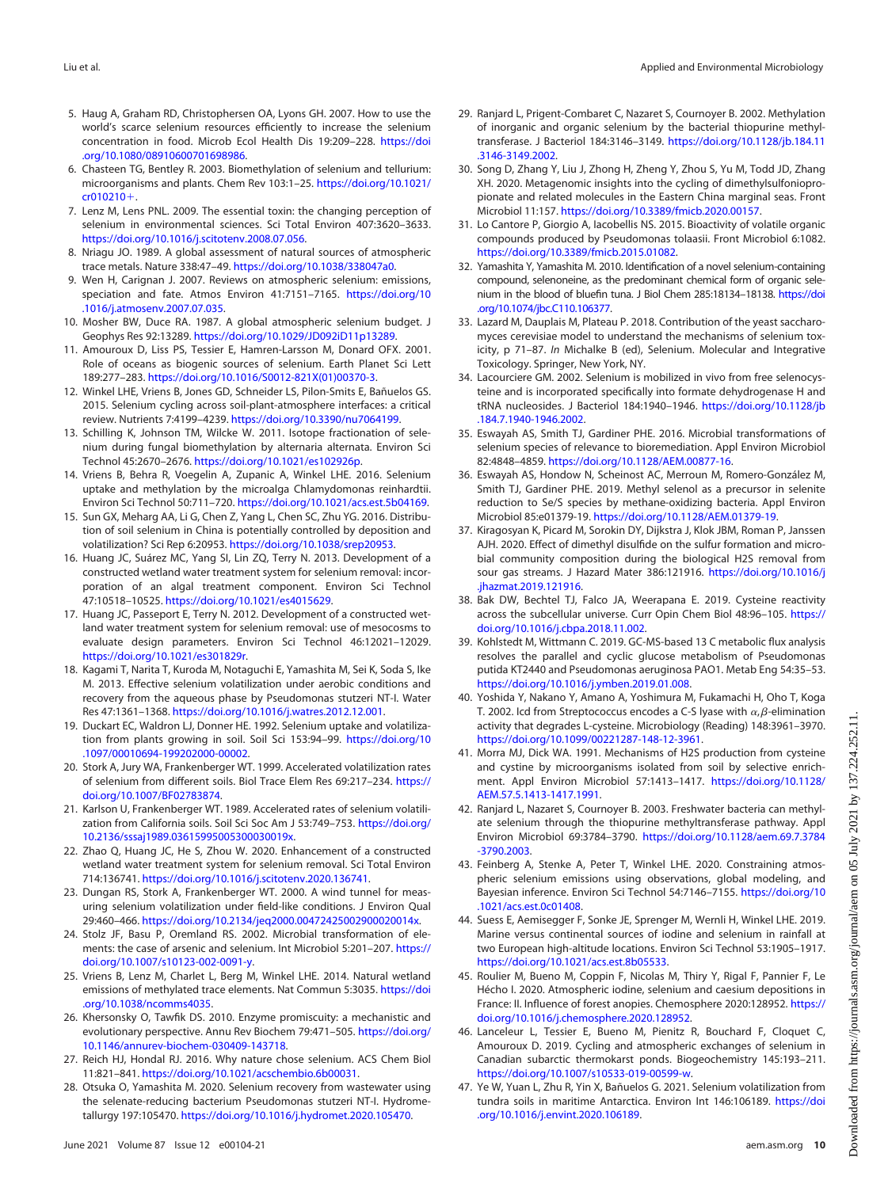5. Haug A, Graham RD, Christophersen OA, Lyons GH. 2007. How to use the world's scarce selenium resources efficiently to increase the selenium concentration in food. Microb Ecol Health Dis 19:209–228. https://doi.org/10.1080/08910600701698986.
6. Chasteen TG, Bentley R. 2003. Biomethylation of selenium and tellurium: microorganisms and plants. Chem Rev 103:1–25. https://doi.org/10.1021/cr010210+.
7. Lenz M, Lens PNL. 2009. The essential toxin: the changing perception of selenium in environmental sciences. Sci Total Environ 407:3620–3633. https://doi.org/10.1016/j.scitotenv.2008.07.056.
8. Nriagu JO. 1989. A global assessment of natural sources of atmospheric trace metals. Nature 338:47–49. https://doi.org/10.1038/338047a0.
9. Wen H, Carignan J. 2007. Reviews on atmospheric selenium: emissions, speciation and fate. Atmos Environ 41:7151–7165. https://doi.org/10.1016/j.atmosenv.2007.07.035.
10. Mosher BW, Duce RA. 1987. A global atmospheric selenium budget. J Geophys Res 92:13289. https://doi.org/10.1029/JD092iD11p13289.
11. Amouroux D, Liss PS, Tessier E, Hamren-Larsson M, Donard OFX. 2001. Role of oceans as biogenic sources of selenium. Earth Planet Sci Lett 189:277–283. https://doi.org/10.1016/S0012-821X(01)00370-3.
12. Winkel LHE, Vriens B, Jones GD, Schneider LS, Pilon-Smits E, Bañuelos GS. 2015. Selenium cycling across soil-plant-atmosphere interfaces: a critical review. Nutrients 7:4199–4239. https://doi.org/10.3390/nu7064199.
13. Schilling K, Johnson TM, Wilcke W. 2011. Isotope fractionation of selenium during fungal biomethylation by alternaria alternata. Environ Sci Technol 45:2670–2676. https://doi.org/10.1021/es102926p.
14. Vriens B, Behra R, Voegelin A, Zupanic A, Winkel LHE. 2016. Selenium uptake and methylation by the microalga Chlamydomonas reinhardtii. Environ Sci Technol 50:711–720. https://doi.org/10.1021/acs.est.5b04169.
15. Sun GX, Meharg AA, Li G, Chen Z, Yang L, Chen SC, Zhu YG. 2016. Distribution of soil selenium in China is potentially controlled by deposition and volatilization? Sci Rep 6:20953. https://doi.org/10.1038/srep20953.
16. Huang JC, Suárez MC, Yang SI, Lin ZQ, Terry N. 2013. Development of a constructed wetland water treatment system for selenium removal: incorporation of an algal treatment component. Environ Sci Technol 47:10518–10525. https://doi.org/10.1021/es4015629.
17. Huang JC, Passeport E, Terry N. 2012. Development of a constructed wetland water treatment system for selenium removal: use of mesocosms to evaluate design parameters. Environ Sci Technol 46:12021–12029. https://doi.org/10.1021/es301829r.
18. Kagami T, Narita T, Kuroda M, Notaguchi E, Yamashita M, Sei K, Soda S, Ike M. 2013. Effective selenium volatilization under aerobic conditions and recovery from the aqueous phase by Pseudomonas stutzeri NT-I. Water Res 47:1361–1368. https://doi.org/10.1016/j.watres.2012.12.001.
19. Duckart EC, Waldron LJ, Donner HE. 1992. Selenium uptake and volatilization from plants growing in soil. Soil Sci 153:94–99. https://doi.org/10.1097/00010694-199202000-00002.
20. Stork A, Jury WA, Frankenberger WT. 1999. Accelerated volatilization rates of selenium from different soils. Biol Trace Elem Res 69:217–234. https://doi.org/10.1007/BF02783874.
21. Karlson U, Frankenberger WT. 1989. Accelerated rates of selenium volatilization from California soils. Soil Sci Soc Am J 53:749–753. https://doi.org/10.2136/sssaj1989.03615995005300030019x.
22. Zhao Q, Huang JC, He S, Zhou W. 2020. Enhancement of a constructed wetland water treatment system for selenium removal. Sci Total Environ 714:136741. https://doi.org/10.1016/j.scitotenv.2020.136741.
23. Dungan RS, Stork A, Frankenberger WT. 2000. A wind tunnel for measuring selenium volatilization under field-like conditions. J Environ Qual 29:460–466. https://doi.org/10.2134/jeq2000.00472425002900020014x.
24. Stolz JF, Basu P, Oremland RS. 2002. Microbial transformation of elements: the case of arsenic and selenium. Int Microbiol 5:201–207. https://doi.org/10.1007/s10123-002-0091-y.
25. Vriens B, Lenz M, Charlet L, Berg M, Winkel LHE. 2014. Natural wetland emissions of methylated trace elements. Nat Commun 5:3035. https://doi.org/10.1038/ncomms4035.
26. Khersonsky O, Tawfik DS. 2010. Enzyme promiscuity: a mechanistic and evolutionary perspective. Annu Rev Biochem 79:471–505. https://doi.org/10.1146/annurev-biochem-030409-143718.
27. Reich HJ, Hondal RJ. 2016. Why nature chose selenium. ACS Chem Biol 11:821–841. https://doi.org/10.1021/acschembio.6b00031.
28. Otsuka O, Yamashita M. 2020. Selenium recovery from wastewater using the selenate-reducing bacterium Pseudomonas stutzeri NT-I. Hydrometallurgy 197:105470. https://doi.org/10.1016/j.hydromet.2020.105470.
29. Ranjard L, Prigent-Combaret C, Nazaret S, Cournoyer B. 2002. Methylation of inorganic and organic selenium by the bacterial thiopurine methyltransferase. J Bacteriol 184:3146–3149. https://doi.org/10.1128/jb.184.11.3146-3149.2002.
30. Song D, Zhang Y, Liu J, Zhong H, Zheng Y, Zhou S, Yu M, Todd JD, Zhang XH. 2020. Metagenomic insights into the cycling of dimethylsulfoniopropionate and related molecules in the Eastern China marginal seas. Front Microbiol 11:157. https://doi.org/10.3389/fmicb.2020.00157.
31. Lo Cantore P, Giorgio A, Iacobellis NS. 2015. Bioactivity of volatile organic compounds produced by Pseudomonas tolaasii. Front Microbiol 6:1082. https://doi.org/10.3389/fmicb.2015.01082.
32. Yamashita Y, Yamashita M. 2010. Identification of a novel selenium-containing compound, selenoneine, as the predominant chemical form of organic selenium in the blood of bluefin tuna. J Biol Chem 285:18134–18138. https://doi.org/10.1074/jbc.C110.106377.
33. Lazard M, Dauplais M, Plateau P. 2018. Contribution of the yeast saccharomyces cerevisiae model to understand the mechanisms of selenium toxicity, p 71–87. *In* Michalke B (ed), Selenium. Molecular and Integrative Toxicology. Springer, New York, NY.
34. Lacourciere GM. 2002. Selenium is mobilized in vivo from free selenocysteine and is incorporated specifically into formate dehydrogenase H and tRNA nucleosides. J Bacteriol 184:1940–1946. https://doi.org/10.1128/jb.184.7.1940-1946.2002.
35. Eswayah AS, Smith TJ, Gardiner PHE. 2016. Microbial transformations of selenium species of relevance to bioremediation. Appl Environ Microbiol 82:4848–4859. https://doi.org/10.1128/AEM.00877-16.
36. Eswayah AS, Hondow N, Scheinost AC, Merroun M, Romero-González M, Smith TJ, Gardiner PHE. 2019. Methyl selenol as a precursor in selenite reduction to Se/S species by methane-oxidizing bacteria. Appl Environ Microbiol 85:e01379-19. https://doi.org/10.1128/AEM.01379-19.
37. Kiragosyan K, Picard M, Sorokin DY, Dijkstra J, Klok JBM, Roman P, Janssen AJH. 2020. Effect of dimethyl disulfide on the sulfur formation and microbial community composition during the biological H2S removal from sour gas streams. J Hazard Mater 386:121916. https://doi.org/10.1016/j.jhazmat.2019.121916.
38. Bak DW, Bechtel TJ, Falco JA, Weerapana E. 2019. Cysteine reactivity across the subcellular universe. Curr Opin Chem Biol 48:96–105. https://doi.org/10.1016/j.cbpa.2018.11.002.
39. Kohlstedt M, Wittmann C. 2019. GC-MS-based 13 C metabolic flux analysis resolves the parallel and cyclic glucose metabolism of Pseudomonas putida KT2440 and Pseudomonas aeruginosa PAO1. Metab Eng 54:35–53. https://doi.org/10.1016/j.ymben.2019.01.008.
40. Yoshida Y, Nakano Y, Amano A, Yoshimura M, Fukamachi H, Oho T, Koga T. 2002. lcd from Streptococcus anginosus encodes a C-S lyase with $\alpha,\beta$-elimination activity that degrades L-cysteine. Microbiology (Reading) 148:3961–3970. https://doi.org/10.1099/00221287-148-12-3961.
41. Morra MJ, Dick WA. 1991. Mechanisms of H2S production from cysteine and cystine by microorganisms isolated from soil by selective enrichment. Appl Environ Microbiol 57:1413–1417. https://doi.org/10.1128/AEM.57.5.1413-1417.1991.
42. Ranjard L, Nazaret S, Cournoyer B. 2003. Freshwater bacteria can methylate selenium through the thiopurine methyltransferase pathway. Appl Environ Microbiol 69:3784–3790. https://doi.org/10.1128/aem.69.7.3784-3790.2003.
43. Feinberg A, Stenke A, Peter T, Winkel LHE. 2020. Constraining atmospheric selenium emissions using observations, global modeling, and Bayesian inference. Environ Sci Technol 54:7146–7155. https://doi.org/10.1021/acs.est.0c01408.
44. Suess E, Aemisegger F, Sonke JE, Sprenger M, Wernli H, Winkel LHE. 2019. Marine versus continental sources of iodine and selenium in rainfall at two European high-altitude locations. Environ Sci Technol 53:1905–1917. https://doi.org/10.1021/acs.est.8b05533.
45. Roulier M, Bueno M, Coppin F, Nicolas M, Thiry Y, Rigal F, Pannier F, Le Hécho I. 2020. Atmospheric iodine, selenium and caesium depositions in France: II. Influence of forest anopies. Chemosphere 2020:128952. https://doi.org/10.1016/j.chemosphere.2020.128952.
46. Lanceleur L, Tessier E, Bueno M, Pienitz R, Bouchard F, Cloquet C, Amouroux D. 2019. Cycling and atmospheric exchanges of selenium in Canadian subarctic thermokarst ponds. Biogeochemistry 145:193–211. https://doi.org/10.1007/s10533-019-00599-w.
47. Ye W, Yuan L, Zhu R, Yin X, Bañuelos G. 2021. Selenium volatilization from tundra soils in maritime Antarctica. Environ Int 146:106189. https://doi.org/10.1016/j.envint.2020.106189.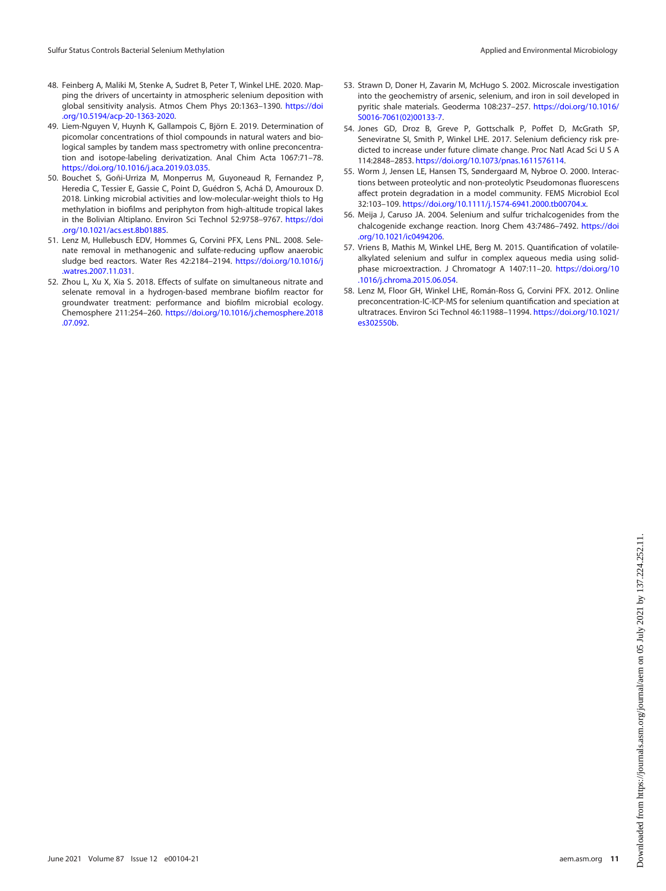48. Feinberg A, Maliki M, Stenke A, Sudret B, Peter T, Winkel LHE. 2020. Mapping the drivers of uncertainty in atmospheric selenium deposition with global sensitivity analysis. Atmos Chem Phys 20:1363–1390. https://doi.org/10.5194/acp-20-1363-2020.
49. Liem-Nguyen V, Huynh K, Gallampois C, Björn E. 2019. Determination of picomolar concentrations of thiol compounds in natural waters and biological samples by tandem mass spectrometry with online preconcentration and isotope-labeling derivatization. Anal Chim Acta 1067:71–78. https://doi.org/10.1016/j.aca.2019.03.035.
50. Bouchet S, Goñi-Urriza M, Monperrus M, Guyoneaud R, Fernandez P, Heredia C, Tessier E, Gassie C, Point D, Guédron S, Achá D, Amouroux D. 2018. Linking microbial activities and low-molecular-weight thiols to Hg methylation in biofilms and periphyton from high-altitude tropical lakes in the Bolivian Altiplano. Environ Sci Technol 52:9758–9767. https://doi.org/10.1021/acs.est.8b01885.
51. Lenz M, Hullebusch EDV, Hommes G, Corvini PFX, Lens PNL. 2008. Selenate removal in methanogenic and sulfate-reducing upflow anaerobic sludge bed reactors. Water Res 42:2184–2194. https://doi.org/10.1016/j.watres.2007.11.031.
52. Zhou L, Xu X, Xia S. 2018. Effects of sulfate on simultaneous nitrate and selenate removal in a hydrogen-based membrane biofilm reactor for groundwater treatment: performance and biofilm microbial ecology. Chemosphere 211:254–260. https://doi.org/10.1016/j.chemosphere.2018.07.092.
53. Strawn D, Doner H, Zavarin M, McHugo S. 2002. Microscale investigation into the geochemistry of arsenic, selenium, and iron in soil developed in pyritic shale materials. Geoderma 108:237–257. https://doi.org/10.1016/S0016-7061(02)00133-7.
54. Jones GD, Droz B, Greve P, Gottschalk P, Poffet D, McGrath SP, Seneviratne SI, Smith P, Winkel LHE. 2017. Selenium deficiency risk predicted to increase under future climate change. Proc Natl Acad Sci U S A 114:2848–2853. https://doi.org/10.1073/pnas.1611576114.
55. Worm J, Jensen LE, Hansen TS, Søndergaard M, Nybroe O. 2000. Interactions between proteolytic and non-proteolytic Pseudomonas fluorescens affect protein degradation in a model community. FEMS Microbiol Ecol 32:103–109. https://doi.org/10.1111/j.1574-6941.2000.tb00704.x.
56. Meija J, Caruso JA. 2004. Selenium and sulfur trichalcogenides from the chalcogenide exchange reaction. Inorg Chem 43:7486–7492. https://doi.org/10.1021/ic0494206.
57. Vriens B, Mathis M, Winkel LHE, Berg M. 2015. Quantification of volatile-alkylated selenium and sulfur in complex aqueous media using solid-phase microextraction. J Chromatogr A 1407:11–20. https://doi.org/10.1016/j.chroma.2015.06.054.
58. Lenz M, Floor GH, Winkel LHE, Román-Ross G, Corvini PFX. 2012. Online preconcentration-IC-ICP-MS for selenium quantification and speciation at ultratraces. Environ Sci Technol 46:11988–11994. https://doi.org/10.1021/es302550b.